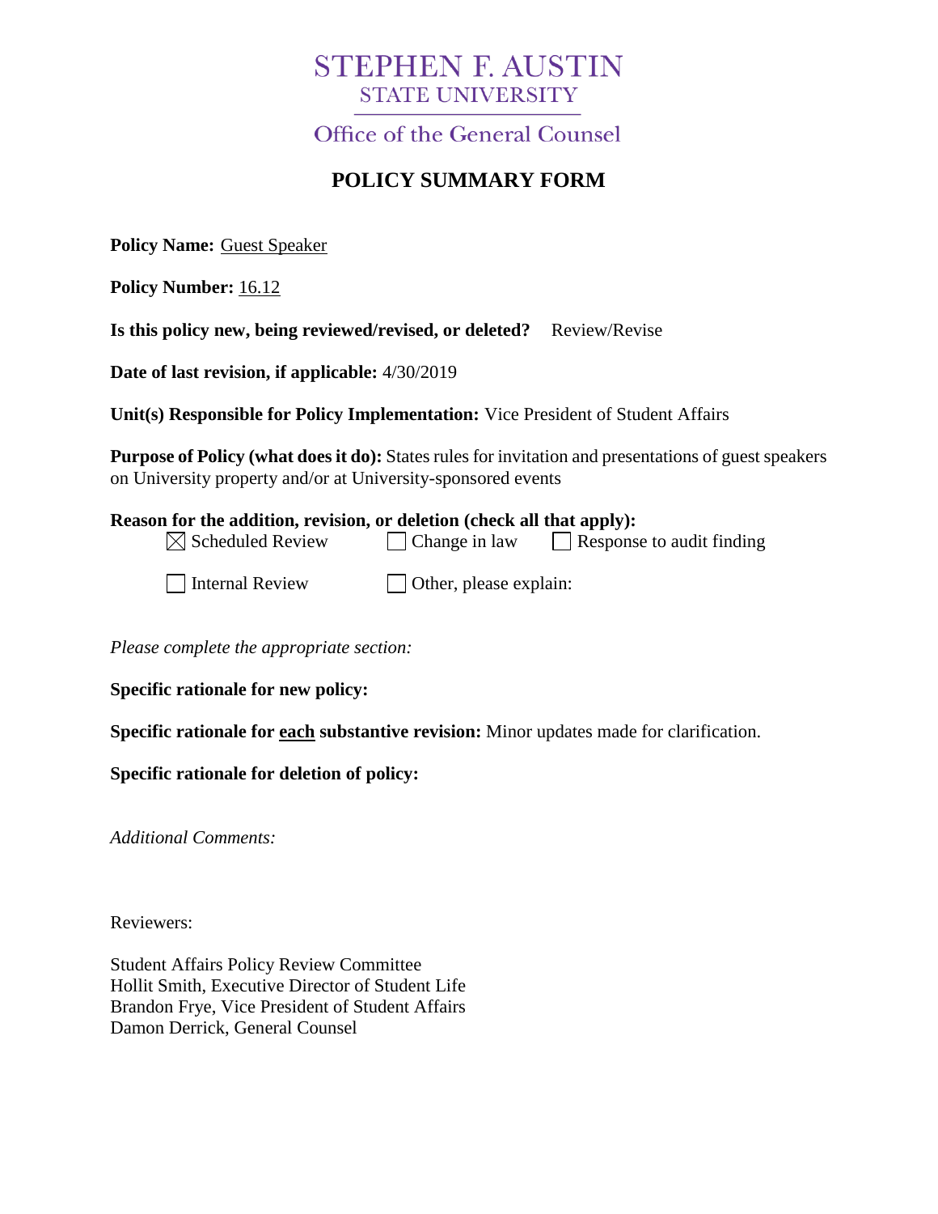# STEPHEN F. AUSTIN
## STATE UNIVERSITY

### Office of the General Counsel

## POLICY SUMMARY FORM

**Policy Name:** Guest Speaker

**Policy Number:** 16.12

**Is this policy new, being reviewed/revised, or deleted?** Review/Revise

**Date of last revision, if applicable:** 4/30/2019

**Unit(s) Responsible for Policy Implementation:** Vice President of Student Affairs

**Purpose of Policy (what does it do):** States rules for invitation and presentations of guest speakers on University property and/or at University-sponsored events

**Reason for the addition, revision, or deletion (check all that apply):**

- [x] Scheduled Review
- [ ] Change in law
- [ ] Response to audit finding
- [ ] Internal Review
- [ ] Other, please explain:

*Please complete the appropriate section:*

**Specific rationale for new policy:**

**Specific rationale for each substantive revision:** Minor updates made for clarification.

**Specific rationale for deletion of policy:**

*Additional Comments:*

Reviewers:

Student Affairs Policy Review Committee
Hollit Smith, Executive Director of Student Life
Brandon Frye, Vice President of Student Affairs
Damon Derrick, General Counsel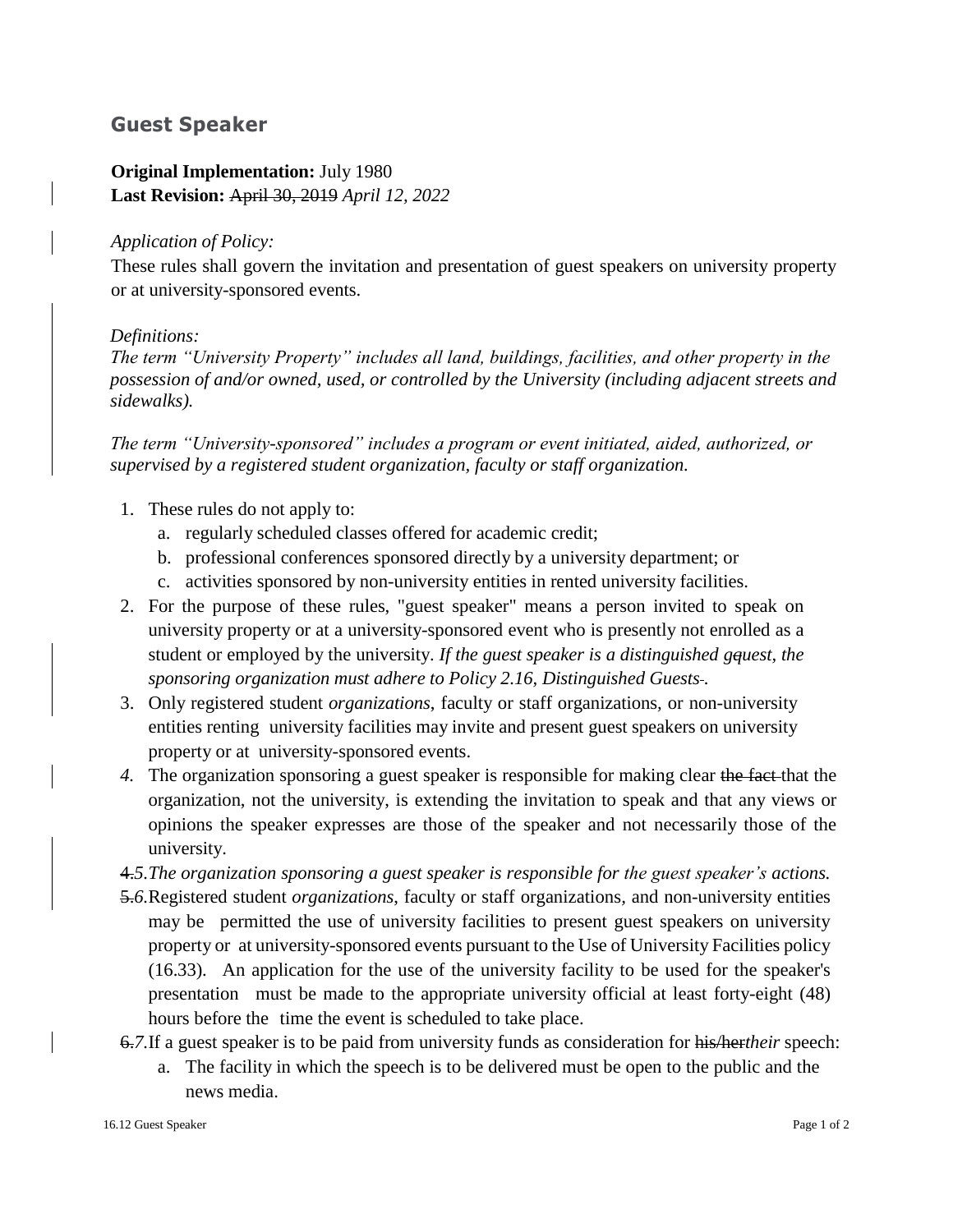## Guest Speaker

**Original Implementation:** July 1980
**Last Revision:** ~~April 30, 2019~~ *April 12, 2022*

*Application of Policy:*
These rules shall govern the invitation and presentation of guest speakers on university property or at university-sponsored events.

*Definitions:*
*The term "University Property" includes all land, buildings, facilities, and other property in the possession of and/or owned, used, or controlled by the University (including adjacent streets and sidewalks).*

*The term "University-sponsored" includes a program or event initiated, aided, authorized, or supervised by a registered student organization, faculty or staff organization.*

1. These rules do not apply to:
   a. regularly scheduled classes offered for academic credit;
   b. professional conferences sponsored directly by a university department; or
   c. activities sponsored by non-university entities in rented university facilities.
2. For the purpose of these rules, "guest speaker" means a person invited to speak on university property or at a university-sponsored event who is presently not enrolled as a student or employed by the university. *If the guest speaker is a distinguished ~~g~~guest, the sponsoring organization must adhere to Policy 2.16, Distinguished Guests~~ ~~.*
3. Only registered student *organizations*, faculty or staff organizations, or non-university entities renting university facilities may invite and present guest speakers on university property or at university-sponsored events.
4. The organization sponsoring a guest speaker is responsible for making clear ~~the fact~~ that the organization, not the university, is extending the invitation to speak and that any views or opinions the speaker expresses are those of the speaker and not necessarily those of the university.

~~4.~~*5.* *The organization sponsoring a guest speaker is responsible for the guest speaker's actions.*

~~5.~~*6.* Registered student *organizations*, faculty or staff organizations, and non-university entities may be permitted the use of university facilities to present guest speakers on university property or at university-sponsored events pursuant to the Use of University Facilities policy (16.33). An application for the use of the university facility to be used for the speaker's presentation must be made to the appropriate university official at least forty-eight (48) hours before the time the event is scheduled to take place.

~~6.~~*7.* If a guest speaker is to be paid from university funds as consideration for ~~his/her~~*their* speech:

   a. The facility in which the speech is to be delivered must be open to the public and the news media.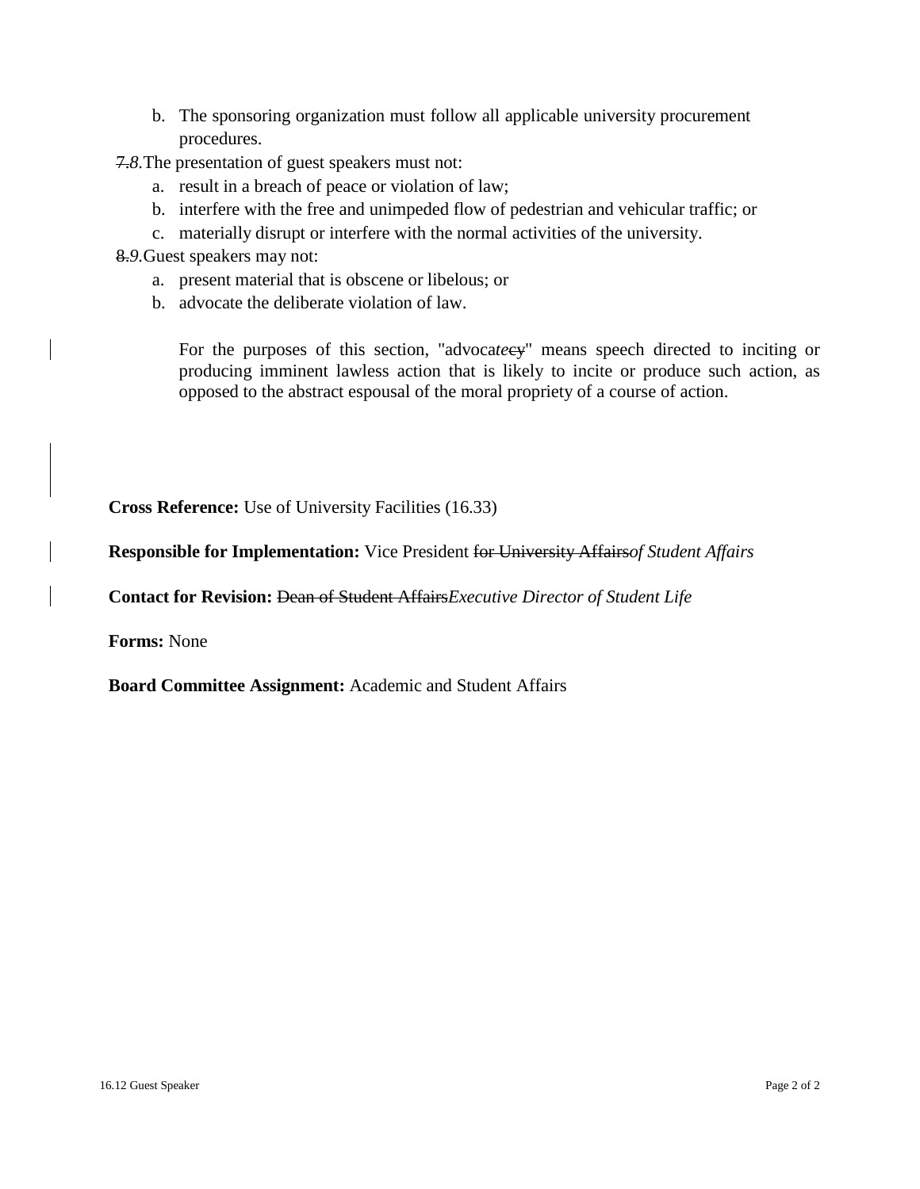b. The sponsoring organization must follow all applicable university procurement procedures.

~~7.~~*8.* The presentation of guest speakers must not:

a. result in a breach of peace or violation of law;

b. interfere with the free and unimpeded flow of pedestrian and vehicular traffic; or

c. materially disrupt or interfere with the normal activities of the university.

~~8.~~*9.* Guest speakers may not:

a. present material that is obscene or libelous; or

b. advocate the deliberate violation of law.

For the purposes of this section, "advoca*te*~~cy~~" means speech directed to inciting or producing imminent lawless action that is likely to incite or produce such action, as opposed to the abstract espousal of the moral propriety of a course of action.

**Cross Reference:** Use of University Facilities (16.33)

**Responsible for Implementation:** Vice President ~~for University Affairs~~*of Student Affairs*

**Contact for Revision:** ~~Dean of Student Affairs~~*Executive Director of Student Life*

**Forms:** None

**Board Committee Assignment:** Academic and Student Affairs